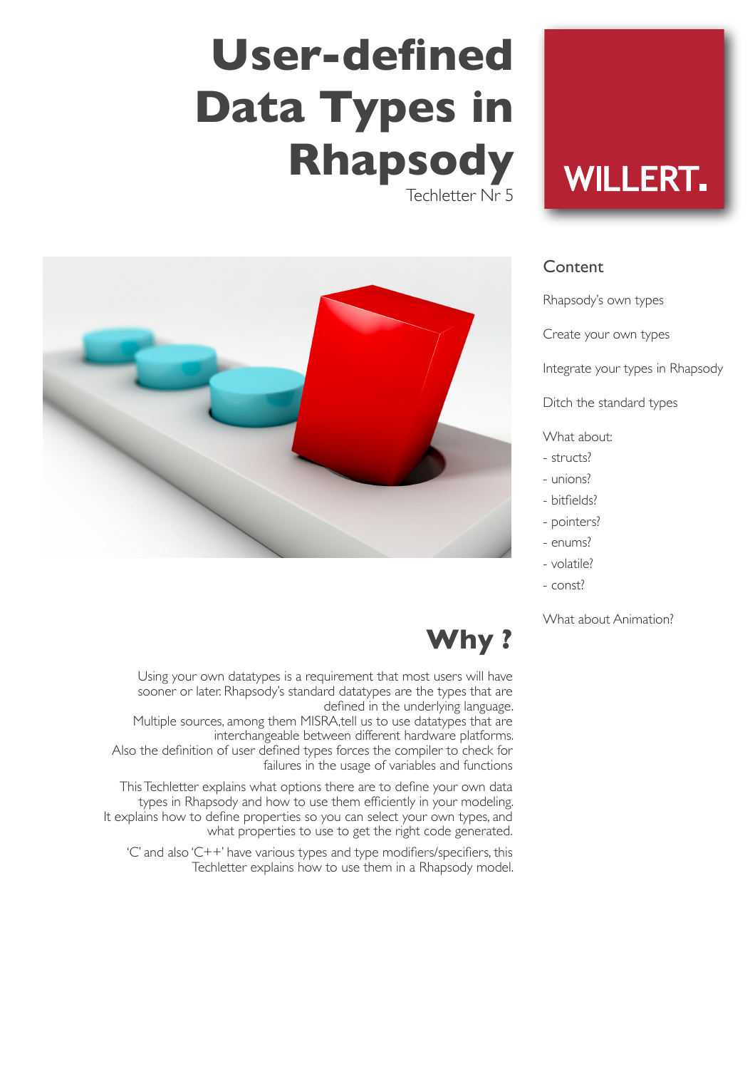# User-defined Data Types in Rhapsody

Techletter Nr 5

WILLERT.

## Content

Rhapsody's own types

Create your own types

Integrate your types in Rhapsody

Ditch the standard types

What about:
- structs?
- unions?
- bitfields?
- pointers?
- enums?
- volatile?
- const?

What about Animation?

## Why ?

Using your own datatypes is a requirement that most users will have sooner or later. Rhapsody's standard datatypes are the types that are defined in the underlying language.
Multiple sources, among them MISRA,tell us to use datatypes that are interchangeable between different hardware platforms.
Also the definition of user defined types forces the compiler to check for failures in the usage of variables and functions

This Techletter explains what options there are to define your own data types in Rhapsody and how to use them efficiently in your modeling.
It explains how to define properties so you can select your own types, and what properties to use to get the right code generated.

'C' and also 'C++' have various types and type modifiers/specifiers, this Techletter explains how to use them in a Rhapsody model.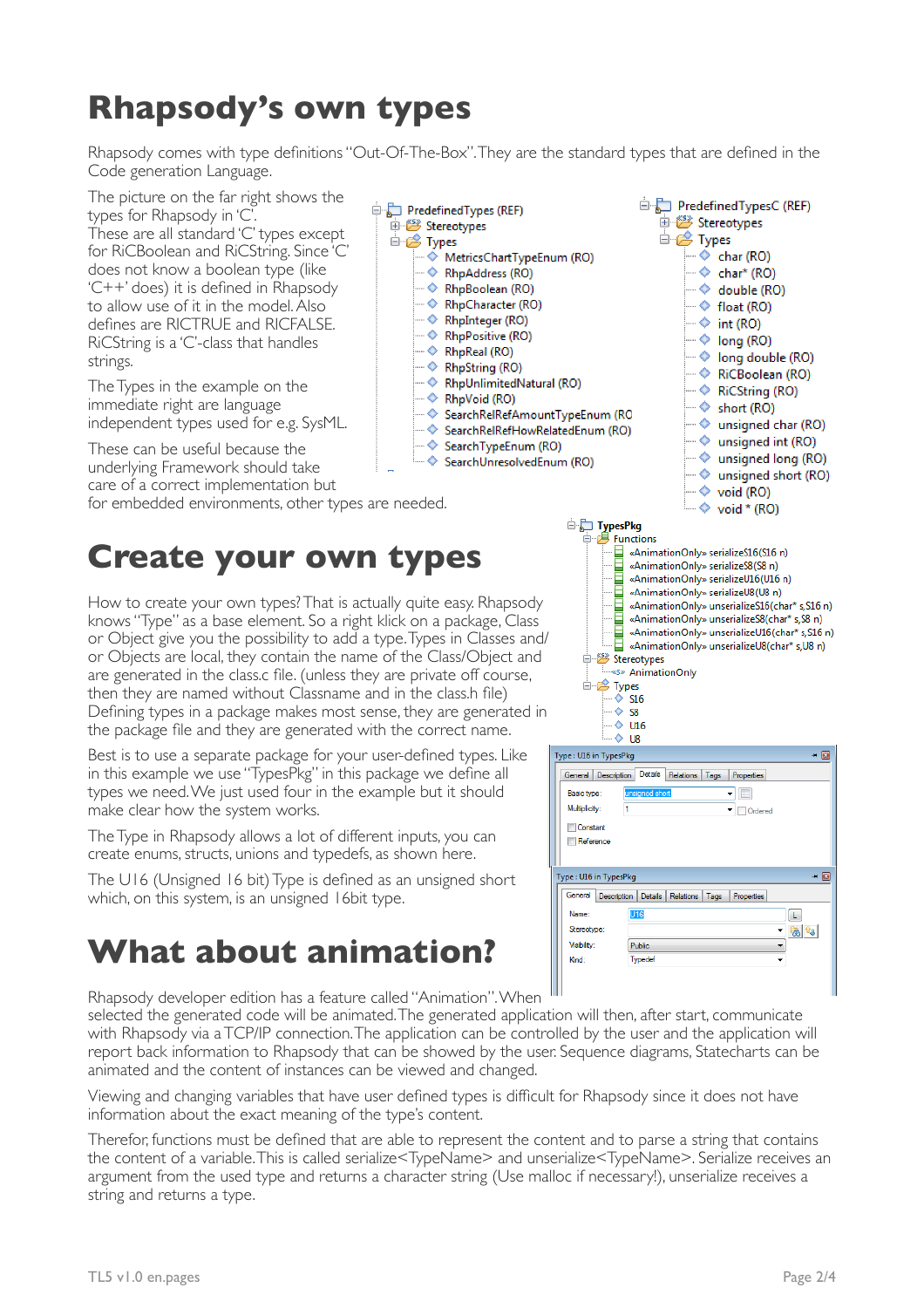# Rhapsody's own types

Rhapsody comes with type definitions "Out-Of-The-Box". They are the standard types that are defined in the Code generation Language.

The picture on the far right shows the types for Rhapsody in 'C'. These are all standard 'C' types except for RiCBoolean and RiCString. Since 'C' does not know a boolean type (like 'C++' does) it is defined in Rhapsody to allow use of it in the model. Also defines are RICTRUE and RICFALSE. RiCString is a 'C'-class that handles strings.

The Types in the example on the immediate right are language independent types used for e.g. SysML.

These can be useful because the underlying Framework should take care of a correct implementation but for embedded environments, other types are needed.

# Create your own types

How to create your own types? That is actually quite easy. Rhapsody knows "Type" as a base element. So a right click on a package, Class or Object give you the possibility to add a type. Types in Classes and/ or Objects are local, they contain the name of the Class/Object and are generated in the class.c file. (unless they are private off course, then they are named without Classname and in the class.h file) Defining types in a package makes most sense, they are generated in the package file and they are generated with the correct name.

Best is to use a separate package for your user-defined types. Like in this example we use "TypesPkg" in this package we define all types we need. We just used four in the example but it should make clear how the system works.

The Type in Rhapsody allows a lot of different inputs, you can create enums, structs, unions and typedefs, as shown here.

The U16 (Unsigned 16 bit) Type is defined as an unsigned short which, on this system, is an unsigned 16bit type.

# What about animation?

Rhapsody developer edition has a feature called "Animation". When selected the generated code will be animated. The generated application will then, after start, communicate with Rhapsody via a TCP/IP connection. The application can be controlled by the user and the application will report back information to Rhapsody that can be showed by the user. Sequence diagrams, Statecharts can be animated and the content of instances can be viewed and changed.

Viewing and changing variables that have user defined types is difficult for Rhapsody since it does not have information about the exact meaning of the type's content.

Therefor, functions must be defined that are able to represent the content and to parse a string that contains the content of a variable. This is called serialize<TypeName> and unserialize<TypeName>. Serialize receives an argument from the used type and returns a character string (Use malloc if necessary!), unserialize receives a string and returns a type.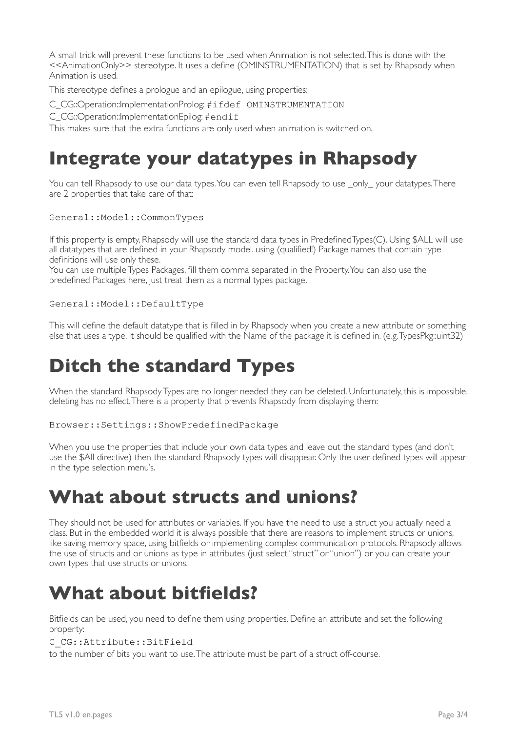A small trick will prevent these functions to be used when Animation is not selected. This is done with the <<AnimationOnly>> stereotype. It uses a define (OMINSTRUMENTATION) that is set by Rhapsody when Animation is used.

This stereotype defines a prologue and an epilogue, using properties:

C_CG::Operation::ImplementationProlog: `#ifdef OMINSTRUMENTATION`

C_CG::Operation::ImplementationEpilog: `#endif`

This makes sure that the extra functions are only used when animation is switched on.

# Integrate your datatypes in Rhapsody

You can tell Rhapsody to use our data types. You can even tell Rhapsody to use _only_ your datatypes. There are 2 properties that take care of that:

```
General::Model::CommonTypes
```

If this property is empty, Rhapsody will use the standard data types in PredefinedTypes(C). Using $ALL will use all datatypes that are defined in your Rhapsody model. using (qualified!) Package names that contain type definitions will use only these.
You can use multiple Types Packages, fill them comma separated in the Property. You can also use the predefined Packages here, just treat them as a normal types package.

```
General::Model::DefaultType
```

This will define the default datatype that is filled in by Rhapsody when you create a new attribute or something else that uses a type. It should be qualified with the Name of the package it is defined in. (e.g. TypesPkg::uint32)

# Ditch the standard Types

When the standard Rhapsody Types are no longer needed they can be deleted. Unfortunately, this is impossible, deleting has no effect. There is a property that prevents Rhapsody from displaying them:

```
Browser::Settings::ShowPredefinedPackage
```

When you use the properties that include your own data types and leave out the standard types (and don't use the $All directive) then the standard Rhapsody types will disappear. Only the user defined types will appear in the type selection menu's.

# What about structs and unions?

They should not be used for attributes or variables. If you have the need to use a struct you actually need a class. But in the embedded world it is always possible that there are reasons to implement structs or unions, like saving memory space, using bitfields or implementing complex communication protocols. Rhapsody allows the use of structs and or unions as type in attributes (just select "struct" or "union") or you can create your own types that use structs or unions.

# What about bitfields?

Bitfields can be used, you need to define them using properties. Define an attribute and set the following property:

`C_CG::Attribute::BitField`

to the number of bits you want to use. The attribute must be part of a struct off-course.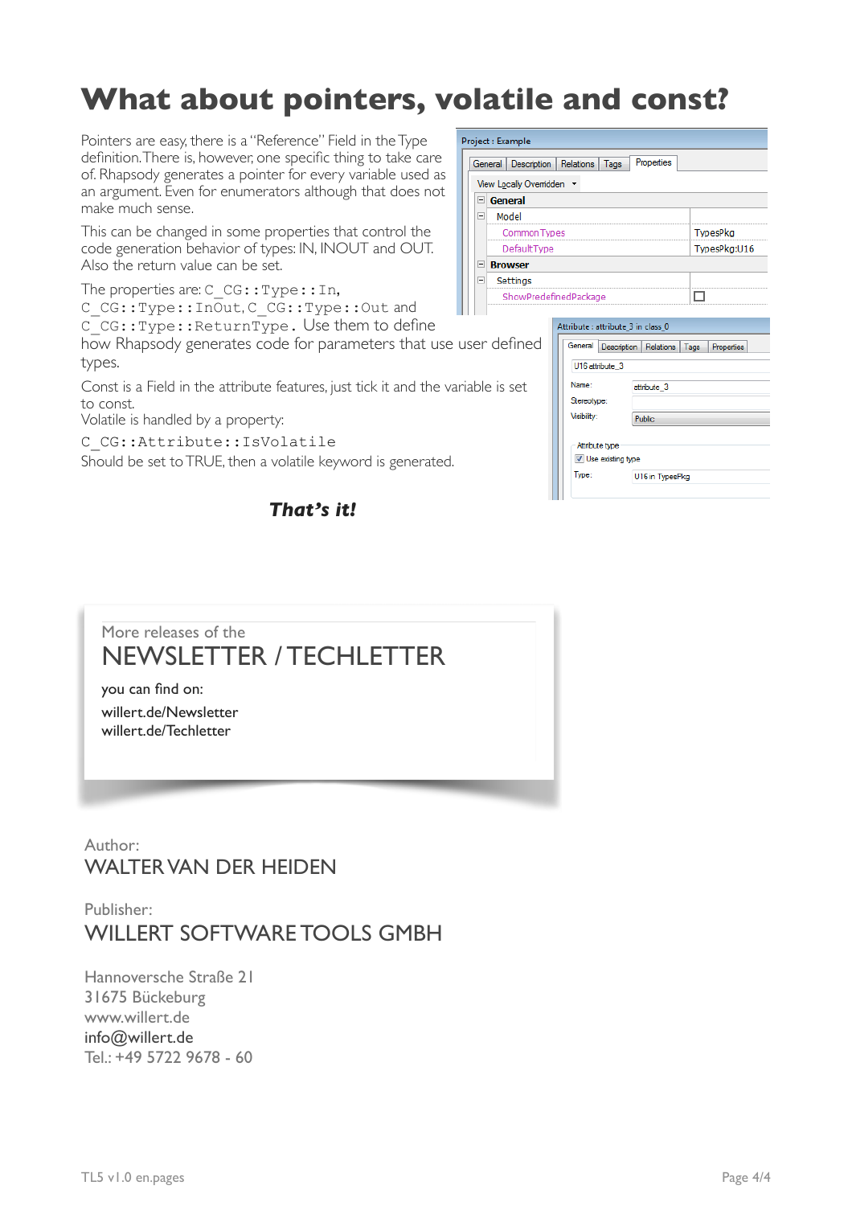# What about pointers, volatile and const?

Pointers are easy, there is a "Reference" Field in the Type definition. There is, however, one specific thing to take care of. Rhapsody generates a pointer for every variable used as an argument. Even for enumerators although that does not make much sense.

This can be changed in some properties that control the code generation behavior of types: IN, INOUT and OUT. Also the return value can be set.

The properties are: `C_CG::Type::In`, `C_CG::Type::InOut`, `C_CG::Type::Out` and `C_CG::Type::ReturnType`. Use them to define how Rhapsody generates code for parameters that use user defined types.

Const is a Field in the attribute features, just tick it and the variable is set to const.
Volatile is handled by a property:

`C_CG::Attribute::IsVolatile`

Should be set to TRUE, then a volatile keyword is generated.

Project : Example

General | Description | Relations | Tags | Properties

View Locally Overridden

| | |
|---|---|
| **General** | |
| Model | |
| CommonTypes | TypesPkg |
| DefaultType | TypesPkg::U16 |
| **Browser** | |
| Settings | |
| ShowPredefinedPackage | ☐ |

Attribute : attribute_3 in class_0

General | Description | Relations | Tags | Properties

U16 attribute_3

Name: attribute_3

Stereotype:

Visibility: Public

Attribute type

☑ Use existing type

Type: U16 in TypesPkg

***That's it!***

More releases of the

## NEWSLETTER / TECHLETTER

you can find on:

willert.de/Newsletter
willert.de/Techletter

Author:
WALTER VAN DER HEIDEN

Publisher:
WILLERT SOFTWARE TOOLS GMBH

Hannoversche Straße 21
31675 Bückeburg
www.willert.de
info@willert.de
Tel.: +49 5722 9678 - 60